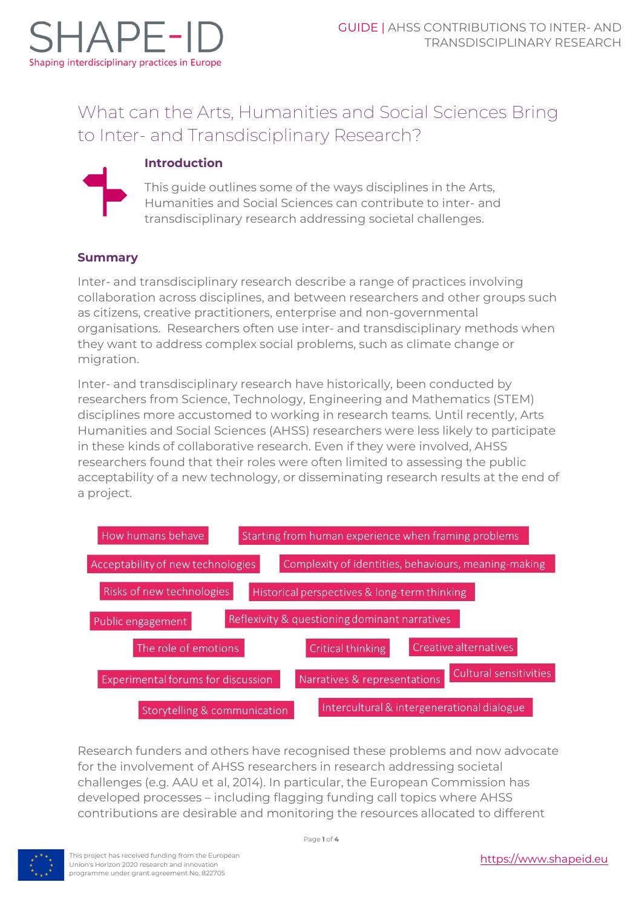# What can the Arts, Humanities and Social Sciences Bring to Inter- and Transdisciplinary Research?

## Introduction

This guide outlines some of the ways disciplines in the Arts, Humanities and Social Sciences can contribute to inter- and transdisciplinary research addressing societal challenges.

## Summary

Inter- and transdisciplinary research describe a range of practices involving collaboration across disciplines, and between researchers and other groups such as citizens, creative practitioners, enterprise and non-governmental organisations. Researchers often use inter- and transdisciplinary methods when they want to address complex social problems, such as climate change or migration.

Inter- and transdisciplinary research have historically, been conducted by researchers from Science, Technology, Engineering and Mathematics (STEM) disciplines more accustomed to working in research teams. Until recently, Arts Humanities and Social Sciences (AHSS) researchers were less likely to participate in these kinds of collaborative research. Even if they were involved, AHSS researchers found that their roles were often limited to assessing the public acceptability of a new technology, or disseminating research results at the end of a project.

- How humans behave
- Starting from human experience when framing problems
- Acceptability of new technologies
- Complexity of identities, behaviours, meaning-making
- Risks of new technologies
- Historical perspectives & long-term thinking
- Public engagement
- Reflexivity & questioning dominant narratives
- The role of emotions
- Critical thinking
- Creative alternatives
- Experimental forums for discussion
- Narratives & representations
- Cultural sensitivities
- Storytelling & communication
- Intercultural & intergenerational dialogue

Research funders and others have recognised these problems and now advocate for the involvement of AHSS researchers in research addressing societal challenges (e.g. AAU et al, 2014). In particular, the European Commission has developed processes – including flagging funding call topics where AHSS contributions are desirable and monitoring the resources allocated to different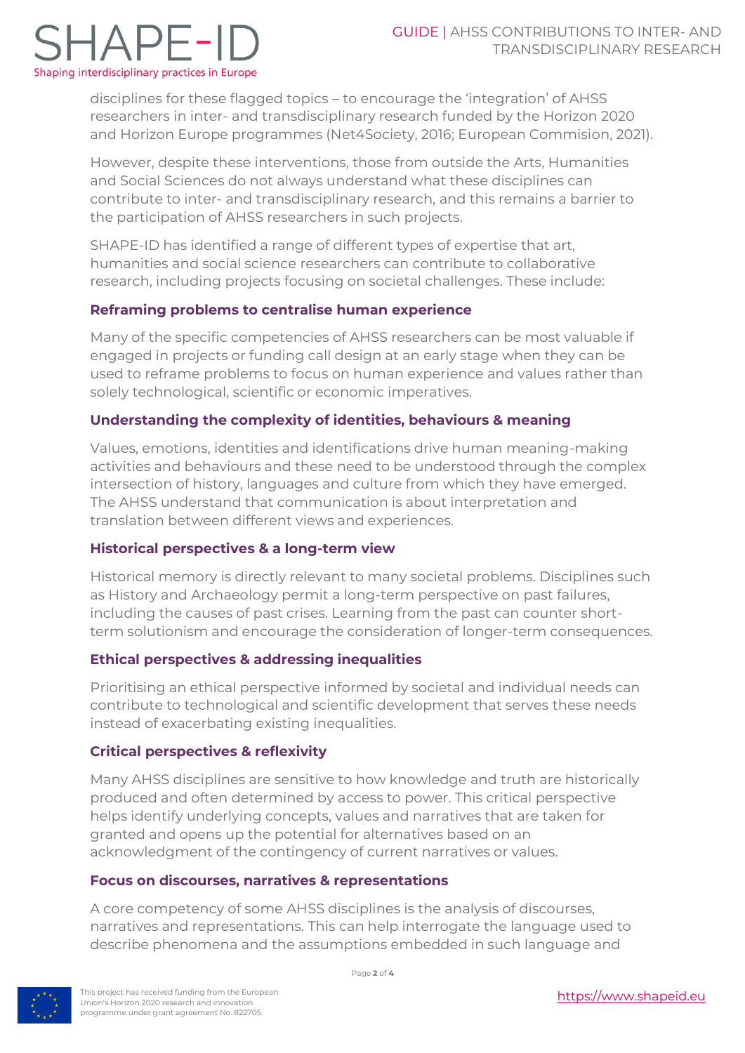disciplines for these flagged topics – to encourage the 'integration' of AHSS researchers in inter- and transdisciplinary research funded by the Horizon 2020 and Horizon Europe programmes (Net4Society, 2016; European Commision, 2021).

However, despite these interventions, those from outside the Arts, Humanities and Social Sciences do not always understand what these disciplines can contribute to inter- and transdisciplinary research, and this remains a barrier to the participation of AHSS researchers in such projects.

SHAPE-ID has identified a range of different types of expertise that art, humanities and social science researchers can contribute to collaborative research, including projects focusing on societal challenges. These include:

### Reframing problems to centralise human experience

Many of the specific competencies of AHSS researchers can be most valuable if engaged in projects or funding call design at an early stage when they can be used to reframe problems to focus on human experience and values rather than solely technological, scientific or economic imperatives.

### Understanding the complexity of identities, behaviours & meaning

Values, emotions, identities and identifications drive human meaning-making activities and behaviours and these need to be understood through the complex intersection of history, languages and culture from which they have emerged. The AHSS understand that communication is about interpretation and translation between different views and experiences.

### Historical perspectives & a long-term view

Historical memory is directly relevant to many societal problems. Disciplines such as History and Archaeology permit a long-term perspective on past failures, including the causes of past crises. Learning from the past can counter short-term solutionism and encourage the consideration of longer-term consequences.

### Ethical perspectives & addressing inequalities

Prioritising an ethical perspective informed by societal and individual needs can contribute to technological and scientific development that serves these needs instead of exacerbating existing inequalities.

### Critical perspectives & reflexivity

Many AHSS disciplines are sensitive to how knowledge and truth are historically produced and often determined by access to power. This critical perspective helps identify underlying concepts, values and narratives that are taken for granted and opens up the potential for alternatives based on an acknowledgment of the contingency of current narratives or values.

### Focus on discourses, narratives & representations

A core competency of some AHSS disciplines is the analysis of discourses, narratives and representations. This can help interrogate the language used to describe phenomena and the assumptions embedded in such language and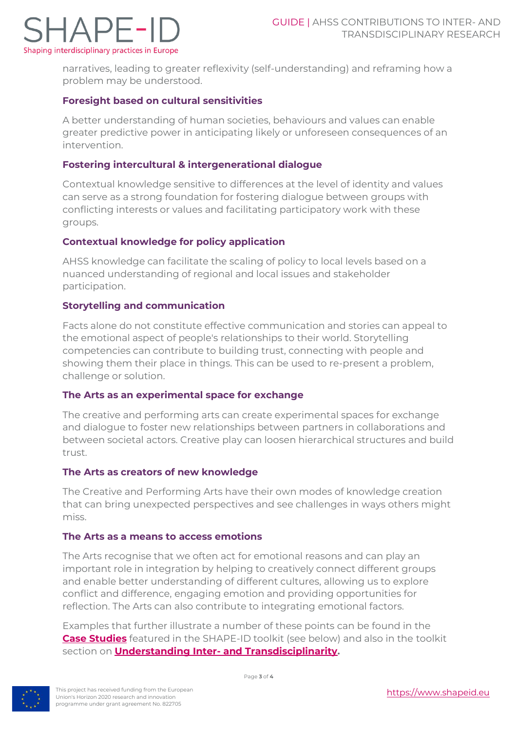narratives, leading to greater reflexivity (self-understanding) and reframing how a problem may be understood.

### Foresight based on cultural sensitivities

A better understanding of human societies, behaviours and values can enable greater predictive power in anticipating likely or unforeseen consequences of an intervention.

### Fostering intercultural & intergenerational dialogue

Contextual knowledge sensitive to differences at the level of identity and values can serve as a strong foundation for fostering dialogue between groups with conflicting interests or values and facilitating participatory work with these groups.

### Contextual knowledge for policy application

AHSS knowledge can facilitate the scaling of policy to local levels based on a nuanced understanding of regional and local issues and stakeholder participation.

### Storytelling and communication

Facts alone do not constitute effective communication and stories can appeal to the emotional aspect of people's relationships to their world. Storytelling competencies can contribute to building trust, connecting with people and showing them their place in things. This can be used to re-present a problem, challenge or solution.

### The Arts as an experimental space for exchange

The creative and performing arts can create experimental spaces for exchange and dialogue to foster new relationships between partners in collaborations and between societal actors. Creative play can loosen hierarchical structures and build trust.

### The Arts as creators of new knowledge

The Creative and Performing Arts have their own modes of knowledge creation that can bring unexpected perspectives and see challenges in ways others might miss.

### The Arts as a means to access emotions

The Arts recognise that we often act for emotional reasons and can play an important role in integration by helping to creatively connect different groups and enable better understanding of different cultures, allowing us to explore conflict and difference, engaging emotion and providing opportunities for reflection. The Arts can also contribute to integrating emotional factors.

Examples that further illustrate a number of these points can be found in the **Case Studies** featured in the SHAPE-ID toolkit (see below) and also in the toolkit section on **Understanding Inter- and Transdisciplinarity.**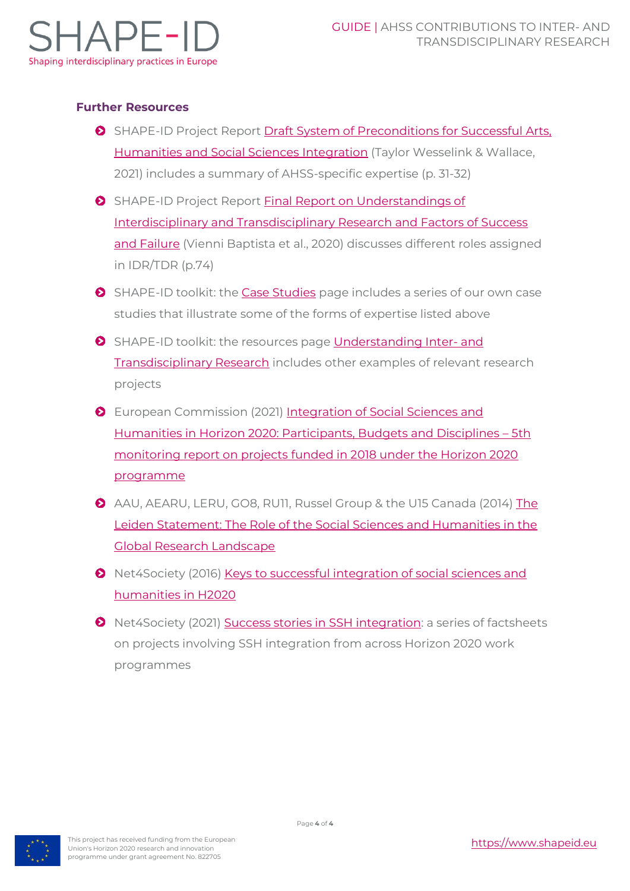### Further Resources

- SHAPE-ID Project Report Draft System of Preconditions for Successful Arts, Humanities and Social Sciences Integration (Taylor Wesselink & Wallace, 2021) includes a summary of AHSS-specific expertise (p. 31-32)
- SHAPE-ID Project Report Final Report on Understandings of Interdisciplinary and Transdisciplinary Research and Factors of Success and Failure (Vienni Baptista et al., 2020) discusses different roles assigned in IDR/TDR (p.74)
- SHAPE-ID toolkit: the Case Studies page includes a series of our own case studies that illustrate some of the forms of expertise listed above
- SHAPE-ID toolkit: the resources page Understanding Inter- and Transdisciplinary Research includes other examples of relevant research projects
- European Commission (2021) Integration of Social Sciences and Humanities in Horizon 2020: Participants, Budgets and Disciplines – 5th monitoring report on projects funded in 2018 under the Horizon 2020 programme
- AAU, AEARU, LERU, GO8, RU11, Russel Group & the U15 Canada (2014) The Leiden Statement: The Role of the Social Sciences and Humanities in the Global Research Landscape
- Net4Society (2016) Keys to successful integration of social sciences and humanities in H2020
- Net4Society (2021) Success stories in SSH integration: a series of factsheets on projects involving SSH integration from across Horizon 2020 work programmes

This project has received funding from the European Union's Horizon 2020 research and innovation programme under grant agreement No. 822705

https://www.shapeid.eu